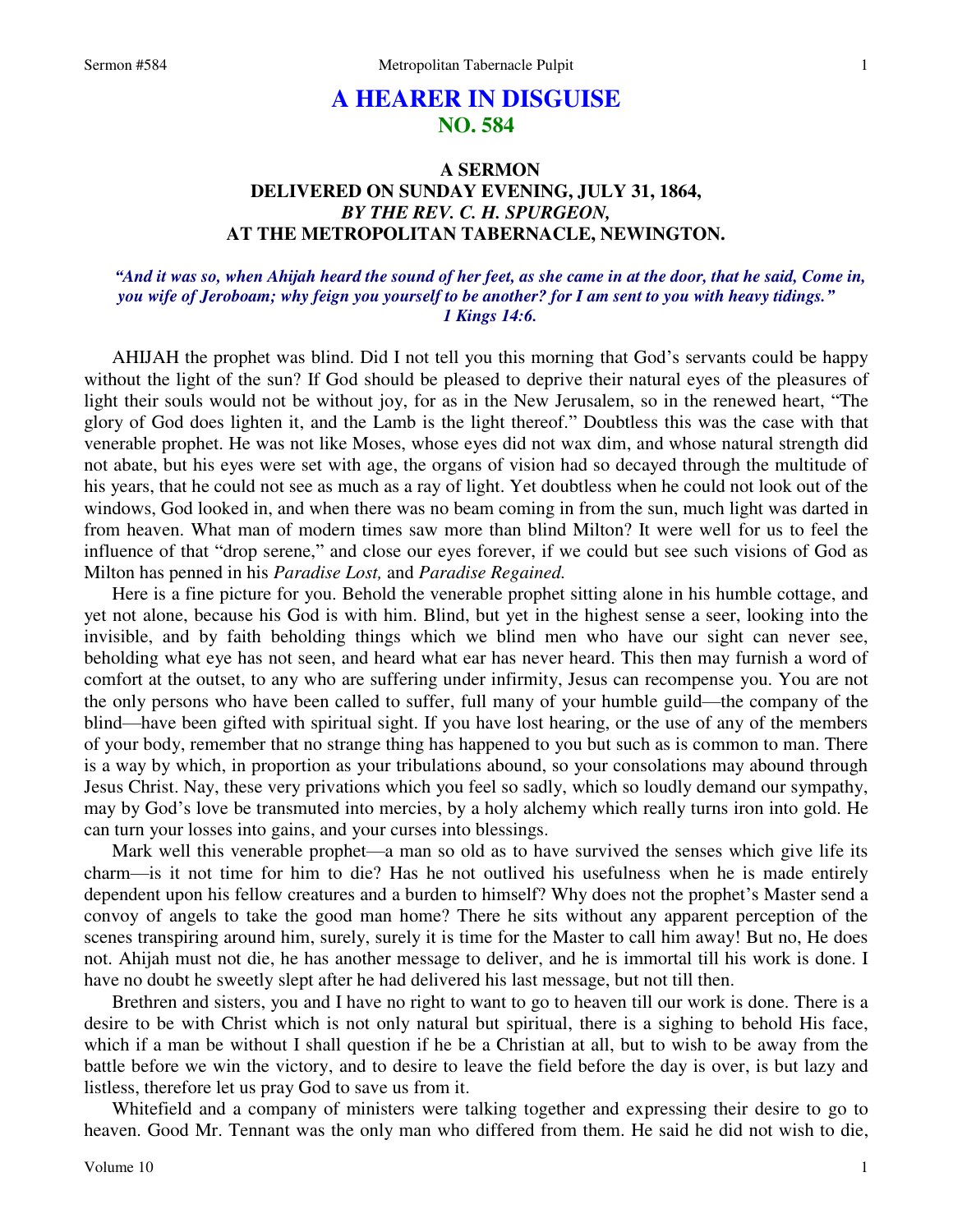# A HEARER IN DISGUISE
## NO. 584

### A SERMON
### DELIVERED ON SUNDAY EVENING, JULY 31, 1864,
### *BY THE REV. C. H. SPURGEON,*
### AT THE METROPOLITAN TABERNACLE, NEWINGTON.

***"And it was so, when Ahijah heard the sound of her feet, as she came in at the door, that he said, Come in, you wife of Jeroboam; why feign you yourself to be another? for I am sent to you with heavy tidings."***
***1 Kings 14:6.***

AHIJAH the prophet was blind. Did I not tell you this morning that God's servants could be happy without the light of the sun? If God should be pleased to deprive their natural eyes of the pleasures of light their souls would not be without joy, for as in the New Jerusalem, so in the renewed heart, "The glory of God does lighten it, and the Lamb is the light thereof." Doubtless this was the case with that venerable prophet. He was not like Moses, whose eyes did not wax dim, and whose natural strength did not abate, but his eyes were set with age, the organs of vision had so decayed through the multitude of his years, that he could not see as much as a ray of light. Yet doubtless when he could not look out of the windows, God looked in, and when there was no beam coming in from the sun, much light was darted in from heaven. What man of modern times saw more than blind Milton? It were well for us to feel the influence of that "drop serene," and close our eyes forever, if we could but see such visions of God as Milton has penned in his *Paradise Lost,* and *Paradise Regained.*

Here is a fine picture for you. Behold the venerable prophet sitting alone in his humble cottage, and yet not alone, because his God is with him. Blind, but yet in the highest sense a seer, looking into the invisible, and by faith beholding things which we blind men who have our sight can never see, beholding what eye has not seen, and heard what ear has never heard. This then may furnish a word of comfort at the outset, to any who are suffering under infirmity, Jesus can recompense you. You are not the only persons who have been called to suffer, full many of your humble guild—the company of the blind—have been gifted with spiritual sight. If you have lost hearing, or the use of any of the members of your body, remember that no strange thing has happened to you but such as is common to man. There is a way by which, in proportion as your tribulations abound, so your consolations may abound through Jesus Christ. Nay, these very privations which you feel so sadly, which so loudly demand our sympathy, may by God's love be transmuted into mercies, by a holy alchemy which really turns iron into gold. He can turn your losses into gains, and your curses into blessings.

Mark well this venerable prophet—a man so old as to have survived the senses which give life its charm—is it not time for him to die? Has he not outlived his usefulness when he is made entirely dependent upon his fellow creatures and a burden to himself? Why does not the prophet's Master send a convoy of angels to take the good man home? There he sits without any apparent perception of the scenes transpiring around him, surely, surely it is time for the Master to call him away! But no, He does not. Ahijah must not die, he has another message to deliver, and he is immortal till his work is done. I have no doubt he sweetly slept after he had delivered his last message, but not till then.

Brethren and sisters, you and I have no right to want to go to heaven till our work is done. There is a desire to be with Christ which is not only natural but spiritual, there is a sighing to behold His face, which if a man be without I shall question if he be a Christian at all, but to wish to be away from the battle before we win the victory, and to desire to leave the field before the day is over, is but lazy and listless, therefore let us pray God to save us from it.

Whitefield and a company of ministers were talking together and expressing their desire to go to heaven. Good Mr. Tennant was the only man who differed from them. He said he did not wish to die,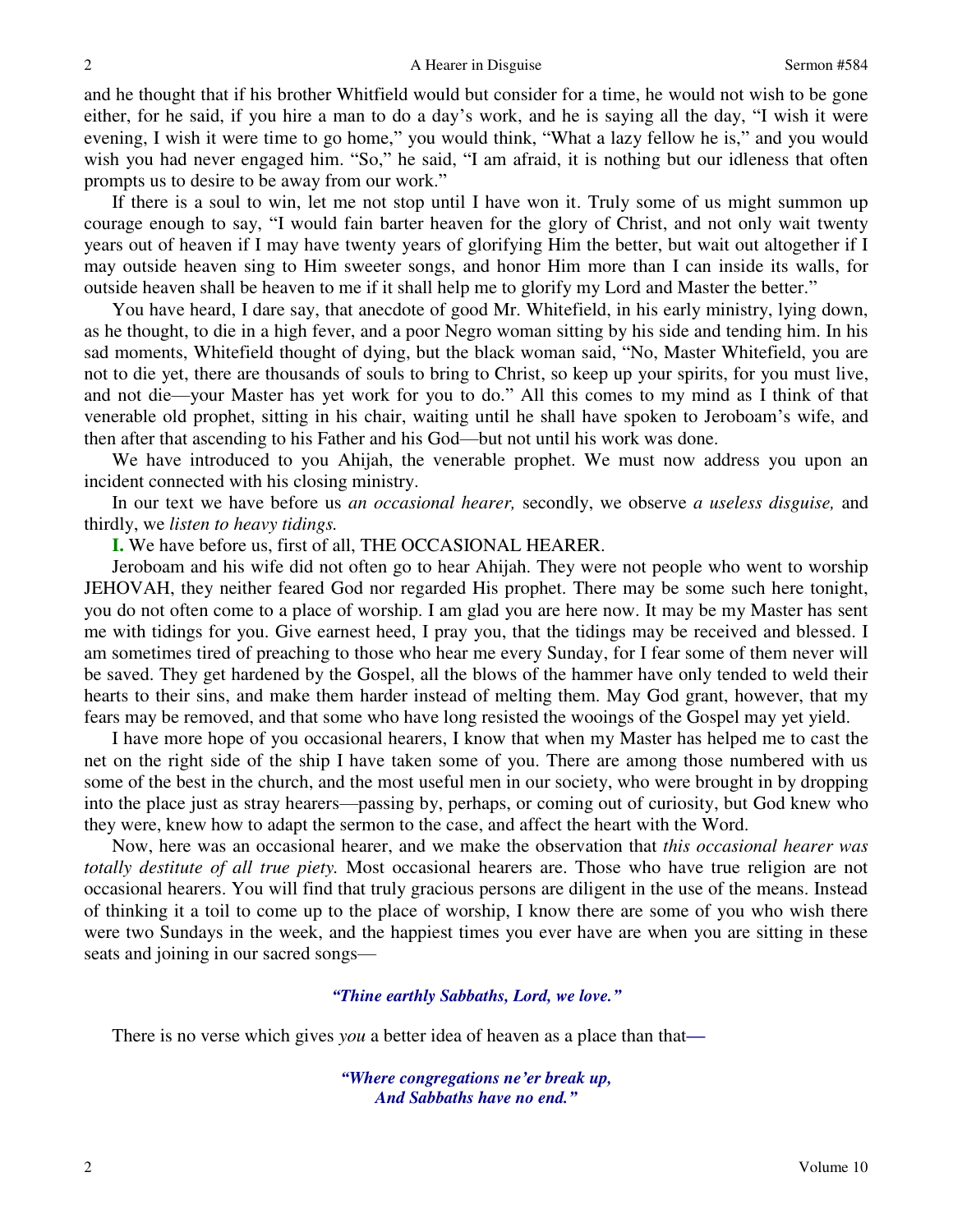and he thought that if his brother Whitfield would but consider for a time, he would not wish to be gone either, for he said, if you hire a man to do a day's work, and he is saying all the day, "I wish it were evening, I wish it were time to go home," you would think, "What a lazy fellow he is," and you would wish you had never engaged him. "So," he said, "I am afraid, it is nothing but our idleness that often prompts us to desire to be away from our work."

If there is a soul to win, let me not stop until I have won it. Truly some of us might summon up courage enough to say, "I would fain barter heaven for the glory of Christ, and not only wait twenty years out of heaven if I may have twenty years of glorifying Him the better, but wait out altogether if I may outside heaven sing to Him sweeter songs, and honor Him more than I can inside its walls, for outside heaven shall be heaven to me if it shall help me to glorify my Lord and Master the better."

You have heard, I dare say, that anecdote of good Mr. Whitefield, in his early ministry, lying down, as he thought, to die in a high fever, and a poor Negro woman sitting by his side and tending him. In his sad moments, Whitefield thought of dying, but the black woman said, "No, Master Whitefield, you are not to die yet, there are thousands of souls to bring to Christ, so keep up your spirits, for you must live, and not die—your Master has yet work for you to do." All this comes to my mind as I think of that venerable old prophet, sitting in his chair, waiting until he shall have spoken to Jeroboam's wife, and then after that ascending to his Father and his God—but not until his work was done.

We have introduced to you Ahijah, the venerable prophet. We must now address you upon an incident connected with his closing ministry.

In our text we have before us *an occasional hearer,* secondly, we observe *a useless disguise,* and thirdly, we *listen to heavy tidings.*

**I.** We have before us, first of all, THE OCCASIONAL HEARER.

Jeroboam and his wife did not often go to hear Ahijah. They were not people who went to worship JEHOVAH, they neither feared God nor regarded His prophet. There may be some such here tonight, you do not often come to a place of worship. I am glad you are here now. It may be my Master has sent me with tidings for you. Give earnest heed, I pray you, that the tidings may be received and blessed. I am sometimes tired of preaching to those who hear me every Sunday, for I fear some of them never will be saved. They get hardened by the Gospel, all the blows of the hammer have only tended to weld their hearts to their sins, and make them harder instead of melting them. May God grant, however, that my fears may be removed, and that some who have long resisted the wooings of the Gospel may yet yield.

I have more hope of you occasional hearers, I know that when my Master has helped me to cast the net on the right side of the ship I have taken some of you. There are among those numbered with us some of the best in the church, and the most useful men in our society, who were brought in by dropping into the place just as stray hearers—passing by, perhaps, or coming out of curiosity, but God knew who they were, knew how to adapt the sermon to the case, and affect the heart with the Word.

Now, here was an occasional hearer, and we make the observation that *this occasional hearer was totally destitute of all true piety.* Most occasional hearers are. Those who have true religion are not occasional hearers. You will find that truly gracious persons are diligent in the use of the means. Instead of thinking it a toil to come up to the place of worship, I know there are some of you who wish there were two Sundays in the week, and the happiest times you ever have are when you are sitting in these seats and joining in our sacred songs—

> ***"Thine earthly Sabbaths, Lord, we love."***

There is no verse which gives *you* a better idea of heaven as a place than that—

> ***"Where congregations ne'er break up,***
> ***And Sabbaths have no end."***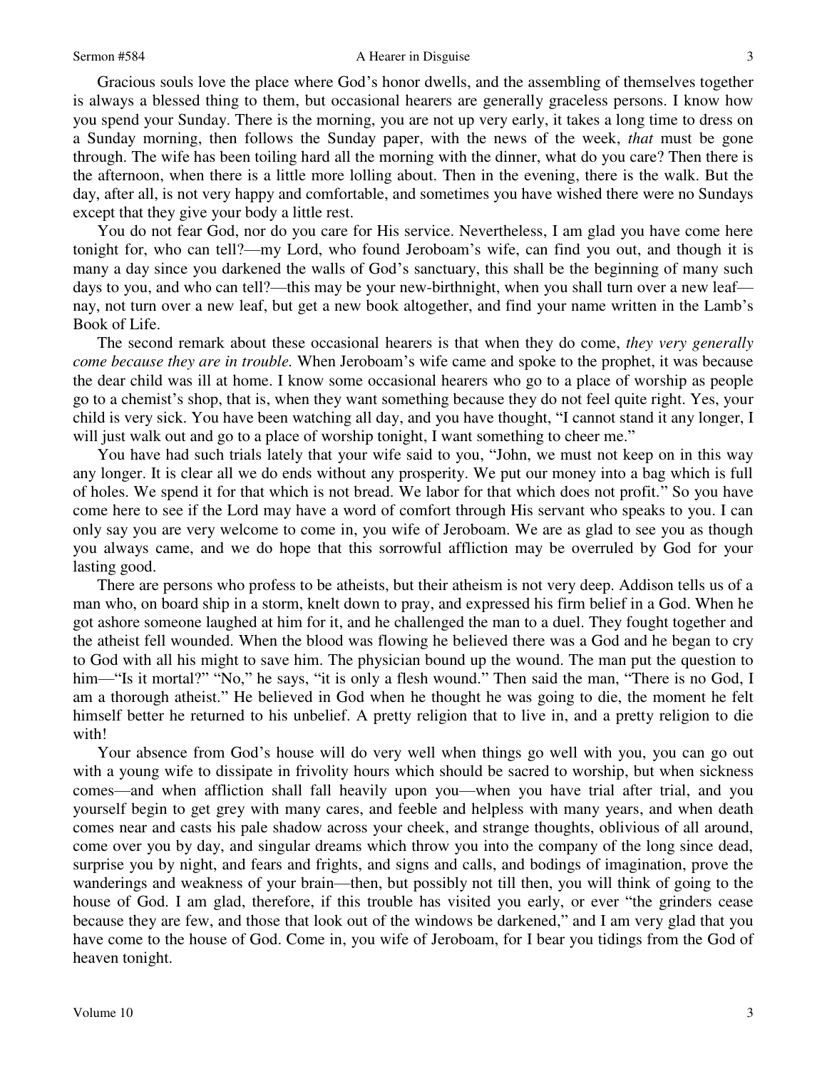Gracious souls love the place where God's honor dwells, and the assembling of themselves together is always a blessed thing to them, but occasional hearers are generally graceless persons. I know how you spend your Sunday. There is the morning, you are not up very early, it takes a long time to dress on a Sunday morning, then follows the Sunday paper, with the news of the week, *that* must be gone through. The wife has been toiling hard all the morning with the dinner, what do you care? Then there is the afternoon, when there is a little more lolling about. Then in the evening, there is the walk. But the day, after all, is not very happy and comfortable, and sometimes you have wished there were no Sundays except that they give your body a little rest.

You do not fear God, nor do you care for His service. Nevertheless, I am glad you have come here tonight for, who can tell?—my Lord, who found Jeroboam's wife, can find you out, and though it is many a day since you darkened the walls of God's sanctuary, this shall be the beginning of many such days to you, and who can tell?—this may be your new-birthnight, when you shall turn over a new leaf—nay, not turn over a new leaf, but get a new book altogether, and find your name written in the Lamb's Book of Life.

The second remark about these occasional hearers is that when they do come, *they very generally come because they are in trouble.* When Jeroboam's wife came and spoke to the prophet, it was because the dear child was ill at home. I know some occasional hearers who go to a place of worship as people go to a chemist's shop, that is, when they want something because they do not feel quite right. Yes, your child is very sick. You have been watching all day, and you have thought, "I cannot stand it any longer, I will just walk out and go to a place of worship tonight, I want something to cheer me."

You have had such trials lately that your wife said to you, "John, we must not keep on in this way any longer. It is clear all we do ends without any prosperity. We put our money into a bag which is full of holes. We spend it for that which is not bread. We labor for that which does not profit." So you have come here to see if the Lord may have a word of comfort through His servant who speaks to you. I can only say you are very welcome to come in, you wife of Jeroboam. We are as glad to see you as though you always came, and we do hope that this sorrowful affliction may be overruled by God for your lasting good.

There are persons who profess to be atheists, but their atheism is not very deep. Addison tells us of a man who, on board ship in a storm, knelt down to pray, and expressed his firm belief in a God. When he got ashore someone laughed at him for it, and he challenged the man to a duel. They fought together and the atheist fell wounded. When the blood was flowing he believed there was a God and he began to cry to God with all his might to save him. The physician bound up the wound. The man put the question to him—"Is it mortal?" "No," he says, "it is only a flesh wound." Then said the man, "There is no God, I am a thorough atheist." He believed in God when he thought he was going to die, the moment he felt himself better he returned to his unbelief. A pretty religion that to live in, and a pretty religion to die with!

Your absence from God's house will do very well when things go well with you, you can go out with a young wife to dissipate in frivolity hours which should be sacred to worship, but when sickness comes—and when affliction shall fall heavily upon you—when you have trial after trial, and you yourself begin to get grey with many cares, and feeble and helpless with many years, and when death comes near and casts his pale shadow across your cheek, and strange thoughts, oblivious of all around, come over you by day, and singular dreams which throw you into the company of the long since dead, surprise you by night, and fears and frights, and signs and calls, and bodings of imagination, prove the wanderings and weakness of your brain—then, but possibly not till then, you will think of going to the house of God. I am glad, therefore, if this trouble has visited you early, or ever "the grinders cease because they are few, and those that look out of the windows be darkened," and I am very glad that you have come to the house of God. Come in, you wife of Jeroboam, for I bear you tidings from the God of heaven tonight.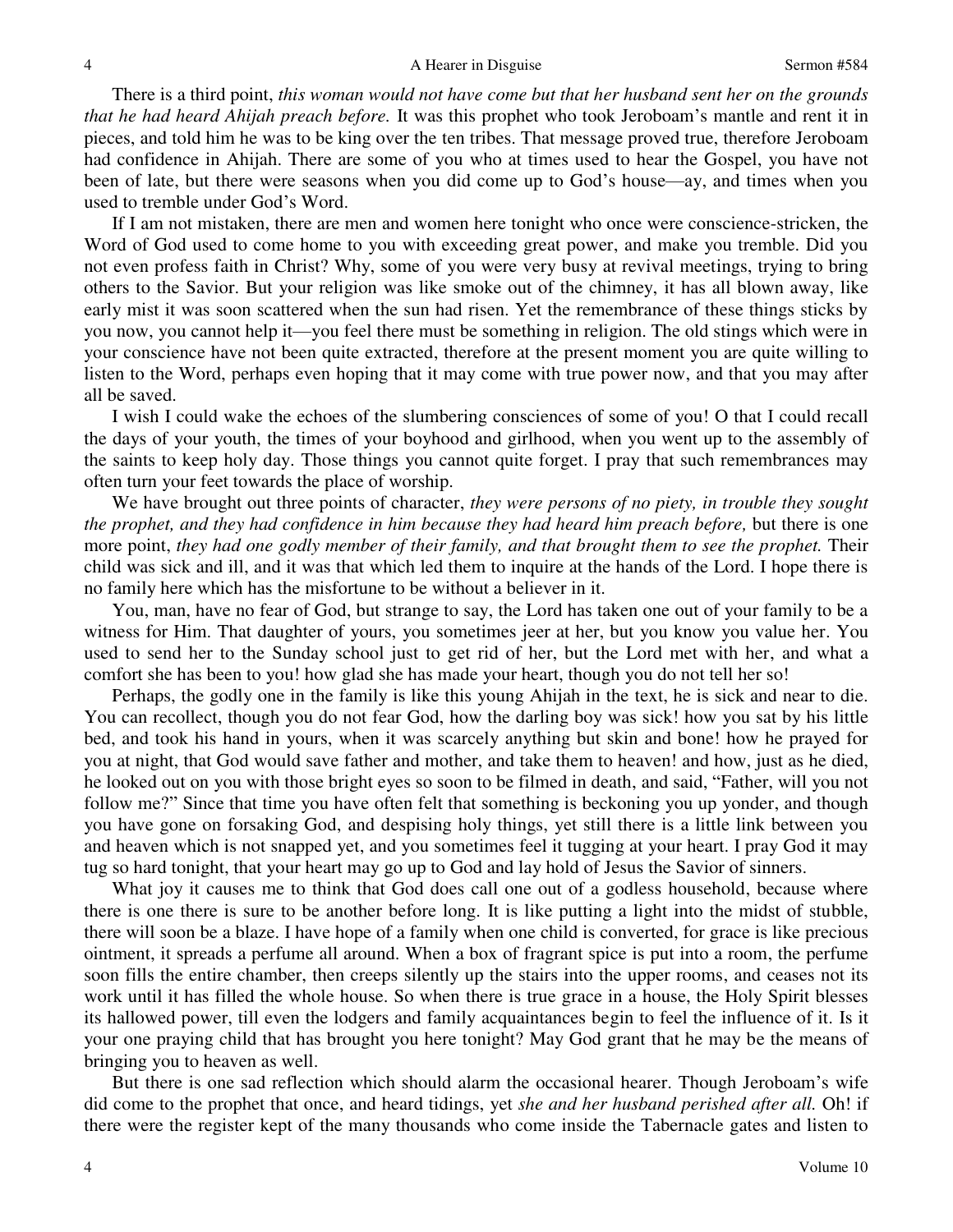There is a third point, *this woman would not have come but that her husband sent her on the grounds that he had heard Ahijah preach before.* It was this prophet who took Jeroboam's mantle and rent it in pieces, and told him he was to be king over the ten tribes. That message proved true, therefore Jeroboam had confidence in Ahijah. There are some of you who at times used to hear the Gospel, you have not been of late, but there were seasons when you did come up to God's house—ay, and times when you used to tremble under God's Word.

If I am not mistaken, there are men and women here tonight who once were conscience-stricken, the Word of God used to come home to you with exceeding great power, and make you tremble. Did you not even profess faith in Christ? Why, some of you were very busy at revival meetings, trying to bring others to the Savior. But your religion was like smoke out of the chimney, it has all blown away, like early mist it was soon scattered when the sun had risen. Yet the remembrance of these things sticks by you now, you cannot help it—you feel there must be something in religion. The old stings which were in your conscience have not been quite extracted, therefore at the present moment you are quite willing to listen to the Word, perhaps even hoping that it may come with true power now, and that you may after all be saved.

I wish I could wake the echoes of the slumbering consciences of some of you! O that I could recall the days of your youth, the times of your boyhood and girlhood, when you went up to the assembly of the saints to keep holy day. Those things you cannot quite forget. I pray that such remembrances may often turn your feet towards the place of worship.

We have brought out three points of character, *they were persons of no piety, in trouble they sought the prophet, and they had confidence in him because they had heard him preach before,* but there is one more point, *they had one godly member of their family, and that brought them to see the prophet.* Their child was sick and ill, and it was that which led them to inquire at the hands of the Lord. I hope there is no family here which has the misfortune to be without a believer in it.

You, man, have no fear of God, but strange to say, the Lord has taken one out of your family to be a witness for Him. That daughter of yours, you sometimes jeer at her, but you know you value her. You used to send her to the Sunday school just to get rid of her, but the Lord met with her, and what a comfort she has been to you! how glad she has made your heart, though you do not tell her so!

Perhaps, the godly one in the family is like this young Ahijah in the text, he is sick and near to die. You can recollect, though you do not fear God, how the darling boy was sick! how you sat by his little bed, and took his hand in yours, when it was scarcely anything but skin and bone! how he prayed for you at night, that God would save father and mother, and take them to heaven! and how, just as he died, he looked out on you with those bright eyes so soon to be filmed in death, and said, "Father, will you not follow me?" Since that time you have often felt that something is beckoning you up yonder, and though you have gone on forsaking God, and despising holy things, yet still there is a little link between you and heaven which is not snapped yet, and you sometimes feel it tugging at your heart. I pray God it may tug so hard tonight, that your heart may go up to God and lay hold of Jesus the Savior of sinners.

What joy it causes me to think that God does call one out of a godless household, because where there is one there is sure to be another before long. It is like putting a light into the midst of stubble, there will soon be a blaze. I have hope of a family when one child is converted, for grace is like precious ointment, it spreads a perfume all around. When a box of fragrant spice is put into a room, the perfume soon fills the entire chamber, then creeps silently up the stairs into the upper rooms, and ceases not its work until it has filled the whole house. So when there is true grace in a house, the Holy Spirit blesses its hallowed power, till even the lodgers and family acquaintances begin to feel the influence of it. Is it your one praying child that has brought you here tonight? May God grant that he may be the means of bringing you to heaven as well.

But there is one sad reflection which should alarm the occasional hearer. Though Jeroboam's wife did come to the prophet that once, and heard tidings, yet *she and her husband perished after all.* Oh! if there were the register kept of the many thousands who come inside the Tabernacle gates and listen to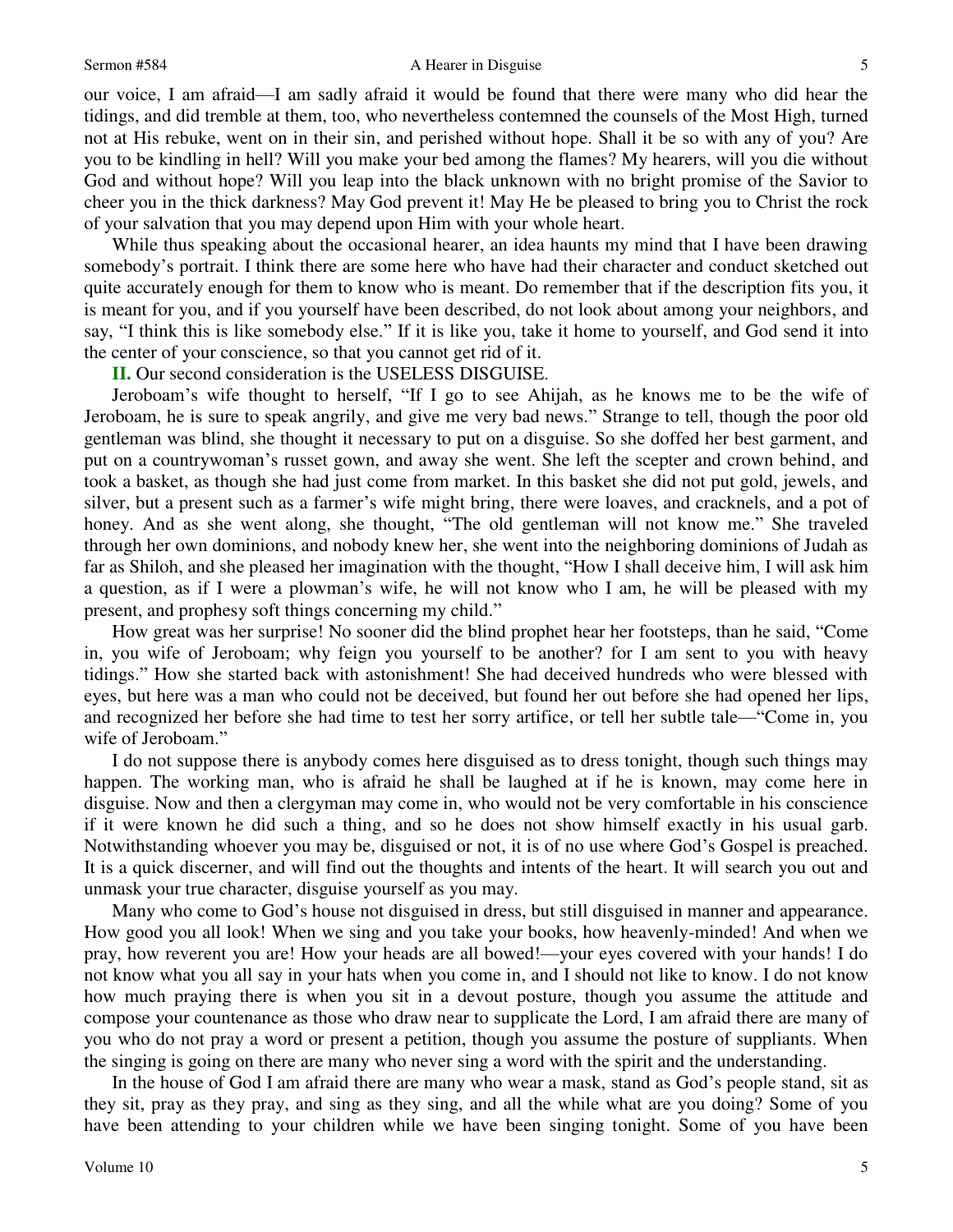our voice, I am afraid—I am sadly afraid it would be found that there were many who did hear the tidings, and did tremble at them, too, who nevertheless contemned the counsels of the Most High, turned not at His rebuke, went on in their sin, and perished without hope. Shall it be so with any of you? Are you to be kindling in hell? Will you make your bed among the flames? My hearers, will you die without God and without hope? Will you leap into the black unknown with no bright promise of the Savior to cheer you in the thick darkness? May God prevent it! May He be pleased to bring you to Christ the rock of your salvation that you may depend upon Him with your whole heart.

While thus speaking about the occasional hearer, an idea haunts my mind that I have been drawing somebody's portrait. I think there are some here who have had their character and conduct sketched out quite accurately enough for them to know who is meant. Do remember that if the description fits you, it is meant for you, and if you yourself have been described, do not look about among your neighbors, and say, "I think this is like somebody else." If it is like you, take it home to yourself, and God send it into the center of your conscience, so that you cannot get rid of it.

**II.** Our second consideration is the USELESS DISGUISE.

Jeroboam's wife thought to herself, "If I go to see Ahijah, as he knows me to be the wife of Jeroboam, he is sure to speak angrily, and give me very bad news." Strange to tell, though the poor old gentleman was blind, she thought it necessary to put on a disguise. So she doffed her best garment, and put on a countrywoman's russet gown, and away she went. She left the scepter and crown behind, and took a basket, as though she had just come from market. In this basket she did not put gold, jewels, and silver, but a present such as a farmer's wife might bring, there were loaves, and cracknels, and a pot of honey. And as she went along, she thought, "The old gentleman will not know me." She traveled through her own dominions, and nobody knew her, she went into the neighboring dominions of Judah as far as Shiloh, and she pleased her imagination with the thought, "How I shall deceive him, I will ask him a question, as if I were a plowman's wife, he will not know who I am, he will be pleased with my present, and prophesy soft things concerning my child."

How great was her surprise! No sooner did the blind prophet hear her footsteps, than he said, "Come in, you wife of Jeroboam; why feign you yourself to be another? for I am sent to you with heavy tidings." How she started back with astonishment! She had deceived hundreds who were blessed with eyes, but here was a man who could not be deceived, but found her out before she had opened her lips, and recognized her before she had time to test her sorry artifice, or tell her subtle tale—"Come in, you wife of Jeroboam."

I do not suppose there is anybody comes here disguised as to dress tonight, though such things may happen. The working man, who is afraid he shall be laughed at if he is known, may come here in disguise. Now and then a clergyman may come in, who would not be very comfortable in his conscience if it were known he did such a thing, and so he does not show himself exactly in his usual garb. Notwithstanding whoever you may be, disguised or not, it is of no use where God's Gospel is preached. It is a quick discerner, and will find out the thoughts and intents of the heart. It will search you out and unmask your true character, disguise yourself as you may.

Many who come to God's house not disguised in dress, but still disguised in manner and appearance. How good you all look! When we sing and you take your books, how heavenly-minded! And when we pray, how reverent you are! How your heads are all bowed!—your eyes covered with your hands! I do not know what you all say in your hats when you come in, and I should not like to know. I do not know how much praying there is when you sit in a devout posture, though you assume the attitude and compose your countenance as those who draw near to supplicate the Lord, I am afraid there are many of you who do not pray a word or present a petition, though you assume the posture of suppliants. When the singing is going on there are many who never sing a word with the spirit and the understanding.

In the house of God I am afraid there are many who wear a mask, stand as God's people stand, sit as they sit, pray as they pray, and sing as they sing, and all the while what are you doing? Some of you have been attending to your children while we have been singing tonight. Some of you have been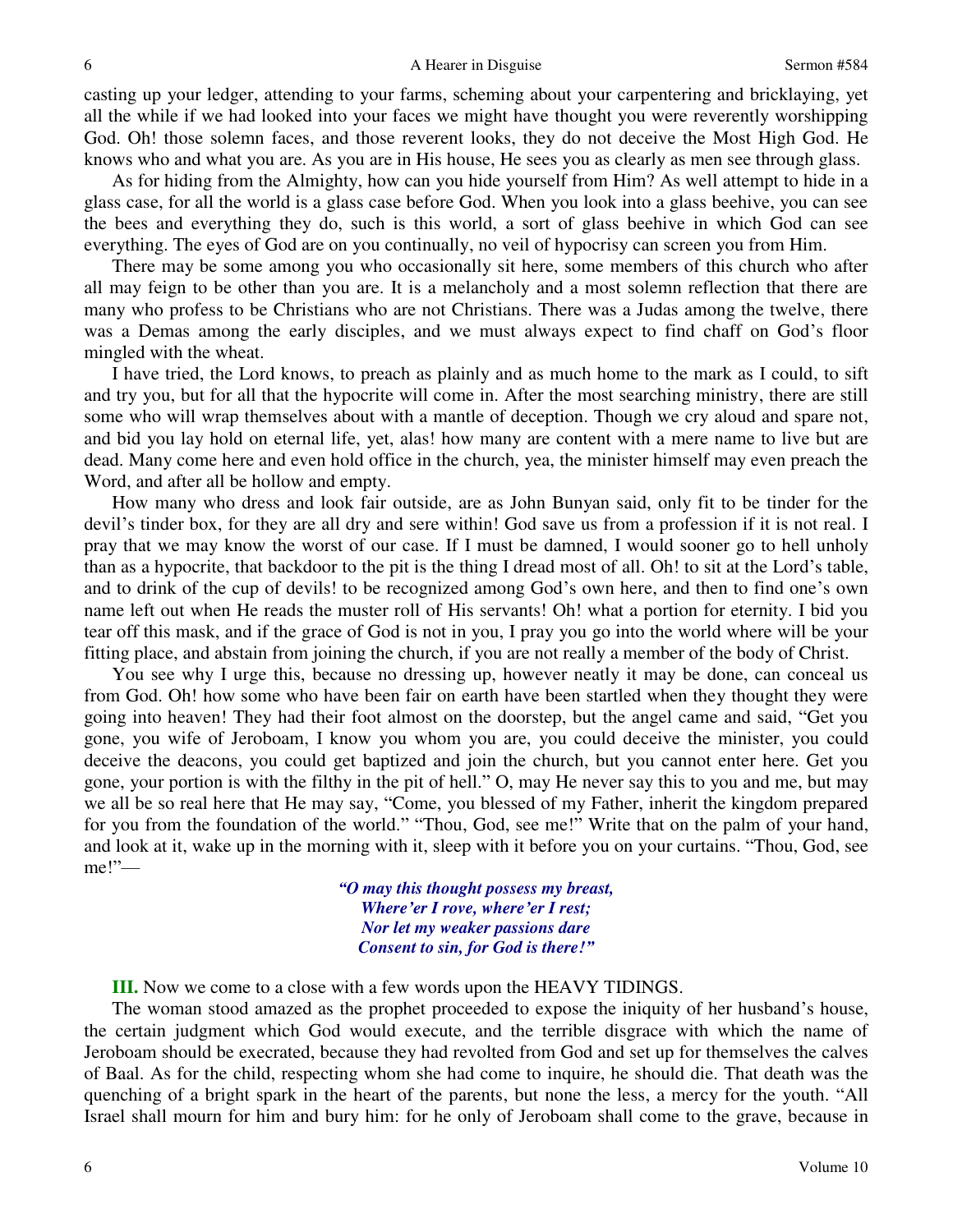casting up your ledger, attending to your farms, scheming about your carpentering and bricklaying, yet all the while if we had looked into your faces we might have thought you were reverently worshipping God. Oh! those solemn faces, and those reverent looks, they do not deceive the Most High God. He knows who and what you are. As you are in His house, He sees you as clearly as men see through glass.

As for hiding from the Almighty, how can you hide yourself from Him? As well attempt to hide in a glass case, for all the world is a glass case before God. When you look into a glass beehive, you can see the bees and everything they do, such is this world, a sort of glass beehive in which God can see everything. The eyes of God are on you continually, no veil of hypocrisy can screen you from Him.

There may be some among you who occasionally sit here, some members of this church who after all may feign to be other than you are. It is a melancholy and a most solemn reflection that there are many who profess to be Christians who are not Christians. There was a Judas among the twelve, there was a Demas among the early disciples, and we must always expect to find chaff on God's floor mingled with the wheat.

I have tried, the Lord knows, to preach as plainly and as much home to the mark as I could, to sift and try you, but for all that the hypocrite will come in. After the most searching ministry, there are still some who will wrap themselves about with a mantle of deception. Though we cry aloud and spare not, and bid you lay hold on eternal life, yet, alas! how many are content with a mere name to live but are dead. Many come here and even hold office in the church, yea, the minister himself may even preach the Word, and after all be hollow and empty.

How many who dress and look fair outside, are as John Bunyan said, only fit to be tinder for the devil's tinder box, for they are all dry and sere within! God save us from a profession if it is not real. I pray that we may know the worst of our case. If I must be damned, I would sooner go to hell unholy than as a hypocrite, that backdoor to the pit is the thing I dread most of all. Oh! to sit at the Lord's table, and to drink of the cup of devils! to be recognized among God's own here, and then to find one's own name left out when He reads the muster roll of His servants! Oh! what a portion for eternity. I bid you tear off this mask, and if the grace of God is not in you, I pray you go into the world where will be your fitting place, and abstain from joining the church, if you are not really a member of the body of Christ.

You see why I urge this, because no dressing up, however neatly it may be done, can conceal us from God. Oh! how some who have been fair on earth have been startled when they thought they were going into heaven! They had their foot almost on the doorstep, but the angel came and said, "Get you gone, you wife of Jeroboam, I know you whom you are, you could deceive the minister, you could deceive the deacons, you could get baptized and join the church, but you cannot enter here. Get you gone, your portion is with the filthy in the pit of hell." O, may He never say this to you and me, but may we all be so real here that He may say, "Come, you blessed of my Father, inherit the kingdom prepared for you from the foundation of the world." "Thou, God, see me!" Write that on the palm of your hand, and look at it, wake up in the morning with it, sleep with it before you on your curtains. "Thou, God, see me!"—

> ***"O may this thought possess my breast,***
> ***Where'er I rove, where'er I rest;***
> ***Nor let my weaker passions dare***
> ***Consent to sin, for God is there!"***

**III.** Now we come to a close with a few words upon the HEAVY TIDINGS.

The woman stood amazed as the prophet proceeded to expose the iniquity of her husband's house, the certain judgment which God would execute, and the terrible disgrace with which the name of Jeroboam should be execrated, because they had revolted from God and set up for themselves the calves of Baal. As for the child, respecting whom she had come to inquire, he should die. That death was the quenching of a bright spark in the heart of the parents, but none the less, a mercy for the youth. "All Israel shall mourn for him and bury him: for he only of Jeroboam shall come to the grave, because in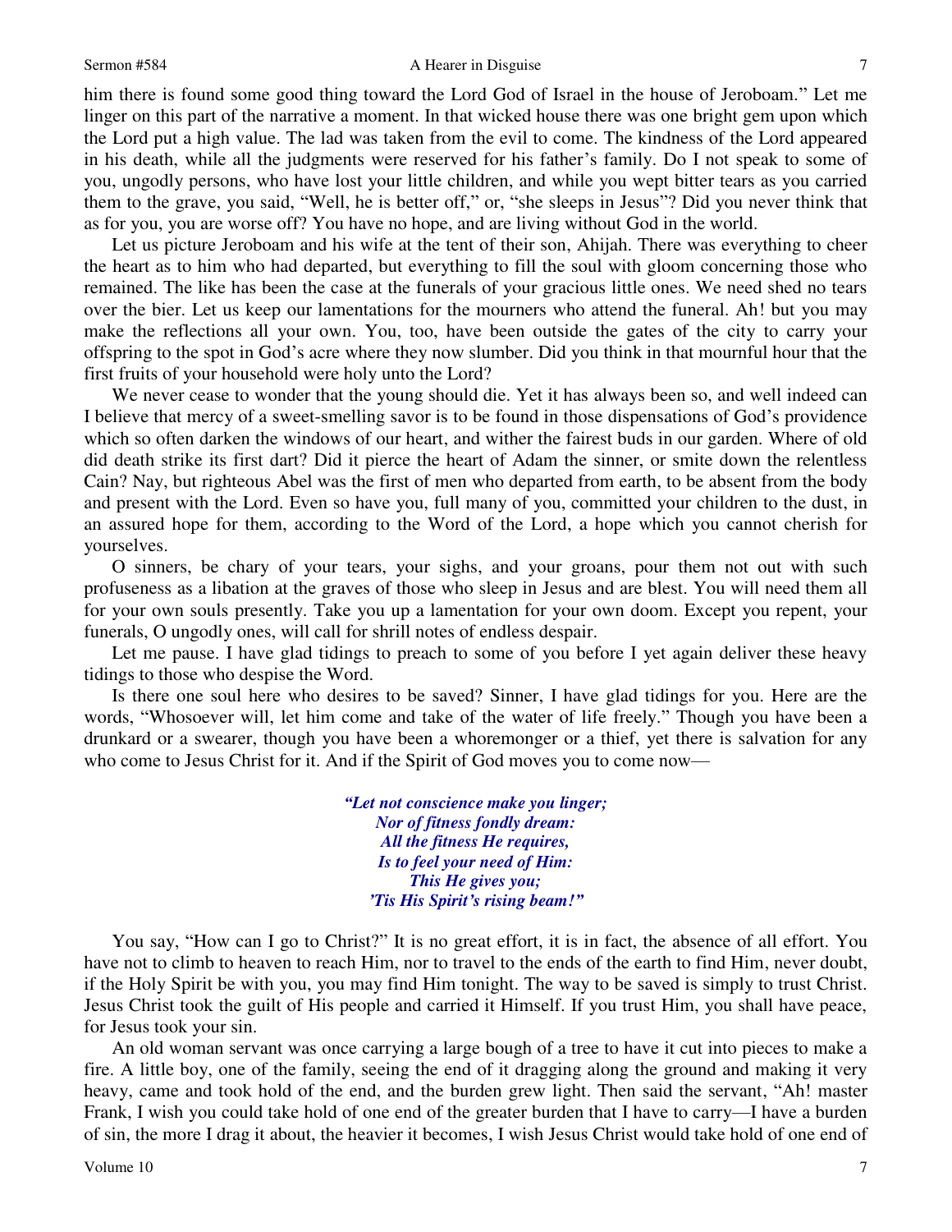him there is found some good thing toward the Lord God of Israel in the house of Jeroboam." Let me linger on this part of the narrative a moment. In that wicked house there was one bright gem upon which the Lord put a high value. The lad was taken from the evil to come. The kindness of the Lord appeared in his death, while all the judgments were reserved for his father's family. Do I not speak to some of you, ungodly persons, who have lost your little children, and while you wept bitter tears as you carried them to the grave, you said, "Well, he is better off," or, "she sleeps in Jesus"? Did you never think that as for you, you are worse off? You have no hope, and are living without God in the world.

Let us picture Jeroboam and his wife at the tent of their son, Ahijah. There was everything to cheer the heart as to him who had departed, but everything to fill the soul with gloom concerning those who remained. The like has been the case at the funerals of your gracious little ones. We need shed no tears over the bier. Let us keep our lamentations for the mourners who attend the funeral. Ah! but you may make the reflections all your own. You, too, have been outside the gates of the city to carry your offspring to the spot in God's acre where they now slumber. Did you think in that mournful hour that the first fruits of your household were holy unto the Lord?

We never cease to wonder that the young should die. Yet it has always been so, and well indeed can I believe that mercy of a sweet-smelling savor is to be found in those dispensations of God's providence which so often darken the windows of our heart, and wither the fairest buds in our garden. Where of old did death strike its first dart? Did it pierce the heart of Adam the sinner, or smite down the relentless Cain? Nay, but righteous Abel was the first of men who departed from earth, to be absent from the body and present with the Lord. Even so have you, full many of you, committed your children to the dust, in an assured hope for them, according to the Word of the Lord, a hope which you cannot cherish for yourselves.

O sinners, be chary of your tears, your sighs, and your groans, pour them not out with such profuseness as a libation at the graves of those who sleep in Jesus and are blest. You will need them all for your own souls presently. Take you up a lamentation for your own doom. Except you repent, your funerals, O ungodly ones, will call for shrill notes of endless despair.

Let me pause. I have glad tidings to preach to some of you before I yet again deliver these heavy tidings to those who despise the Word.

Is there one soul here who desires to be saved? Sinner, I have glad tidings for you. Here are the words, "Whosoever will, let him come and take of the water of life freely." Though you have been a drunkard or a swearer, though you have been a whoremonger or a thief, yet there is salvation for any who come to Jesus Christ for it. And if the Spirit of God moves you to come now—

> ***"Let not conscience make you linger;***
> ***Nor of fitness fondly dream:***
> ***All the fitness He requires,***
> ***Is to feel your need of Him:***
> ***This He gives you;***
> ***'Tis His Spirit's rising beam!"***

You say, "How can I go to Christ?" It is no great effort, it is in fact, the absence of all effort. You have not to climb to heaven to reach Him, nor to travel to the ends of the earth to find Him, never doubt, if the Holy Spirit be with you, you may find Him tonight. The way to be saved is simply to trust Christ. Jesus Christ took the guilt of His people and carried it Himself. If you trust Him, you shall have peace, for Jesus took your sin.

An old woman servant was once carrying a large bough of a tree to have it cut into pieces to make a fire. A little boy, one of the family, seeing the end of it dragging along the ground and making it very heavy, came and took hold of the end, and the burden grew light. Then said the servant, "Ah! master Frank, I wish you could take hold of one end of the greater burden that I have to carry—I have a burden of sin, the more I drag it about, the heavier it becomes, I wish Jesus Christ would take hold of one end of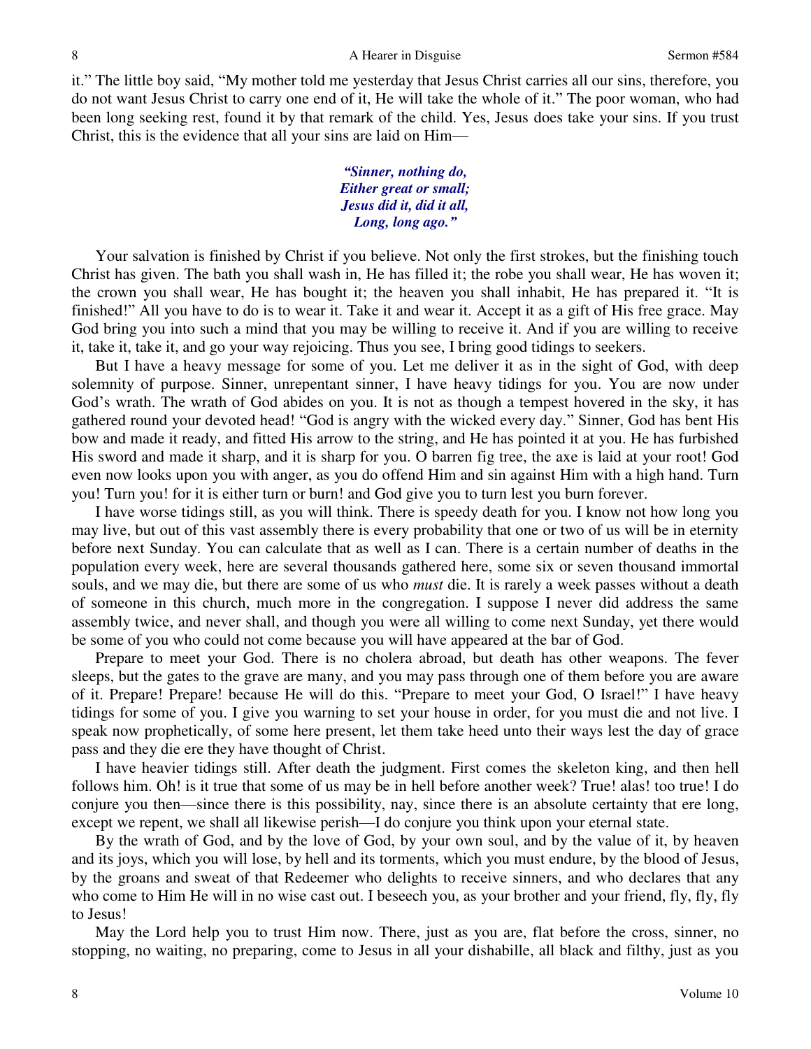it." The little boy said, "My mother told me yesterday that Jesus Christ carries all our sins, therefore, you do not want Jesus Christ to carry one end of it, He will take the whole of it." The poor woman, who had been long seeking rest, found it by that remark of the child. Yes, Jesus does take your sins. If you trust Christ, this is the evidence that all your sins are laid on Him—

> ***"Sinner, nothing do,***
> ***Either great or small;***
> ***Jesus did it, did it all,***
> ***Long, long ago."***

Your salvation is finished by Christ if you believe. Not only the first strokes, but the finishing touch Christ has given. The bath you shall wash in, He has filled it; the robe you shall wear, He has woven it; the crown you shall wear, He has bought it; the heaven you shall inhabit, He has prepared it. "It is finished!" All you have to do is to wear it. Take it and wear it. Accept it as a gift of His free grace. May God bring you into such a mind that you may be willing to receive it. And if you are willing to receive it, take it, take it, and go your way rejoicing. Thus you see, I bring good tidings to seekers.

But I have a heavy message for some of you. Let me deliver it as in the sight of God, with deep solemnity of purpose. Sinner, unrepentant sinner, I have heavy tidings for you. You are now under God's wrath. The wrath of God abides on you. It is not as though a tempest hovered in the sky, it has gathered round your devoted head! "God is angry with the wicked every day." Sinner, God has bent His bow and made it ready, and fitted His arrow to the string, and He has pointed it at you. He has furbished His sword and made it sharp, and it is sharp for you. O barren fig tree, the axe is laid at your root! God even now looks upon you with anger, as you do offend Him and sin against Him with a high hand. Turn you! Turn you! for it is either turn or burn! and God give you to turn lest you burn forever.

I have worse tidings still, as you will think. There is speedy death for you. I know not how long you may live, but out of this vast assembly there is every probability that one or two of us will be in eternity before next Sunday. You can calculate that as well as I can. There is a certain number of deaths in the population every week, here are several thousands gathered here, some six or seven thousand immortal souls, and we may die, but there are some of us who *must* die. It is rarely a week passes without a death of someone in this church, much more in the congregation. I suppose I never did address the same assembly twice, and never shall, and though you were all willing to come next Sunday, yet there would be some of you who could not come because you will have appeared at the bar of God.

Prepare to meet your God. There is no cholera abroad, but death has other weapons. The fever sleeps, but the gates to the grave are many, and you may pass through one of them before you are aware of it. Prepare! Prepare! because He will do this. "Prepare to meet your God, O Israel!" I have heavy tidings for some of you. I give you warning to set your house in order, for you must die and not live. I speak now prophetically, of some here present, let them take heed unto their ways lest the day of grace pass and they die ere they have thought of Christ.

I have heavier tidings still. After death the judgment. First comes the skeleton king, and then hell follows him. Oh! is it true that some of us may be in hell before another week? True! alas! too true! I do conjure you then—since there is this possibility, nay, since there is an absolute certainty that ere long, except we repent, we shall all likewise perish—I do conjure you think upon your eternal state.

By the wrath of God, and by the love of God, by your own soul, and by the value of it, by heaven and its joys, which you will lose, by hell and its torments, which you must endure, by the blood of Jesus, by the groans and sweat of that Redeemer who delights to receive sinners, and who declares that any who come to Him He will in no wise cast out. I beseech you, as your brother and your friend, fly, fly, fly to Jesus!

May the Lord help you to trust Him now. There, just as you are, flat before the cross, sinner, no stopping, no waiting, no preparing, come to Jesus in all your dishabille, all black and filthy, just as you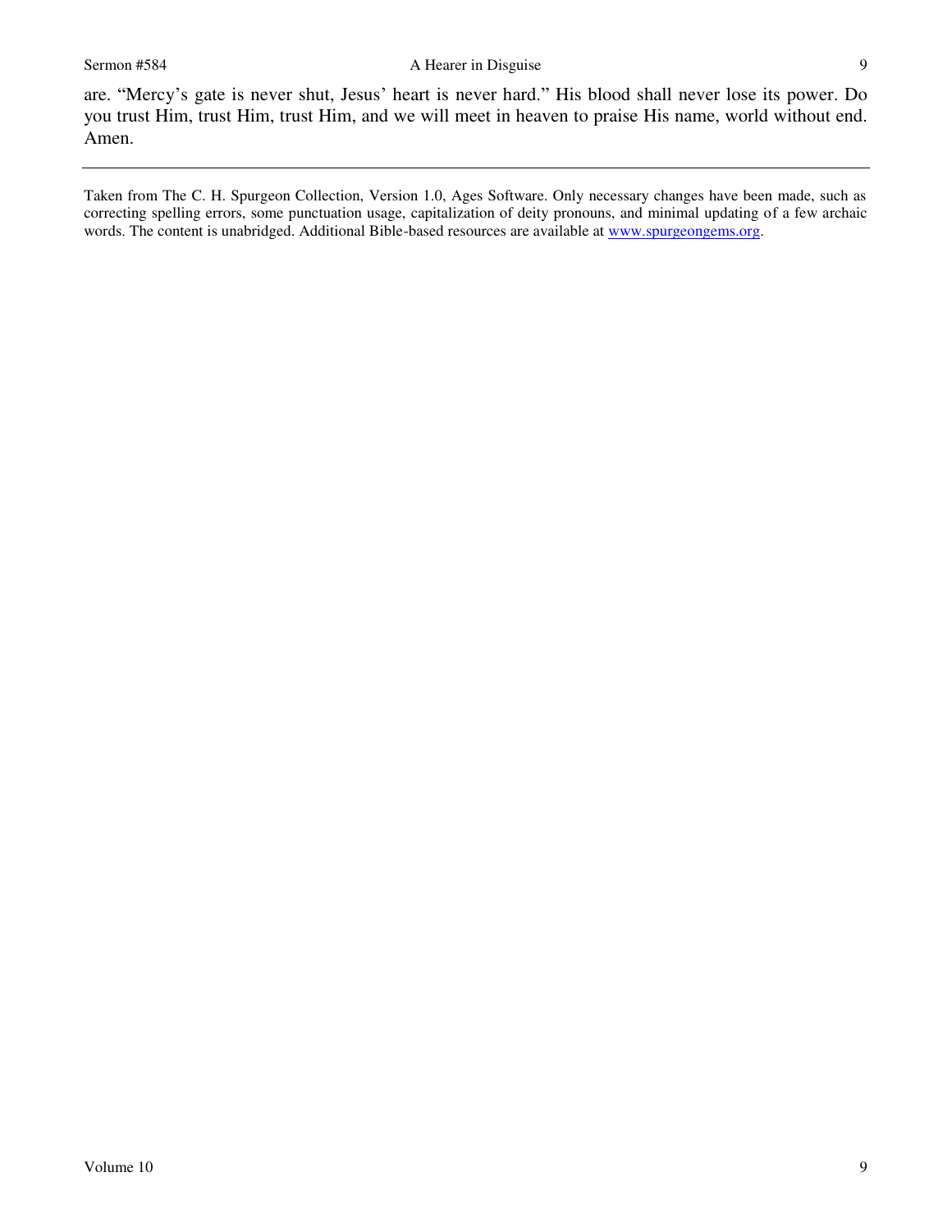are. "Mercy's gate is never shut, Jesus' heart is never hard." His blood shall never lose its power. Do you trust Him, trust Him, trust Him, and we will meet in heaven to praise His name, world without end. Amen.

---

Taken from The C. H. Spurgeon Collection, Version 1.0, Ages Software. Only necessary changes have been made, such as correcting spelling errors, some punctuation usage, capitalization of deity pronouns, and minimal updating of a few archaic words. The content is unabridged. Additional Bible-based resources are available at www.spurgeongems.org.